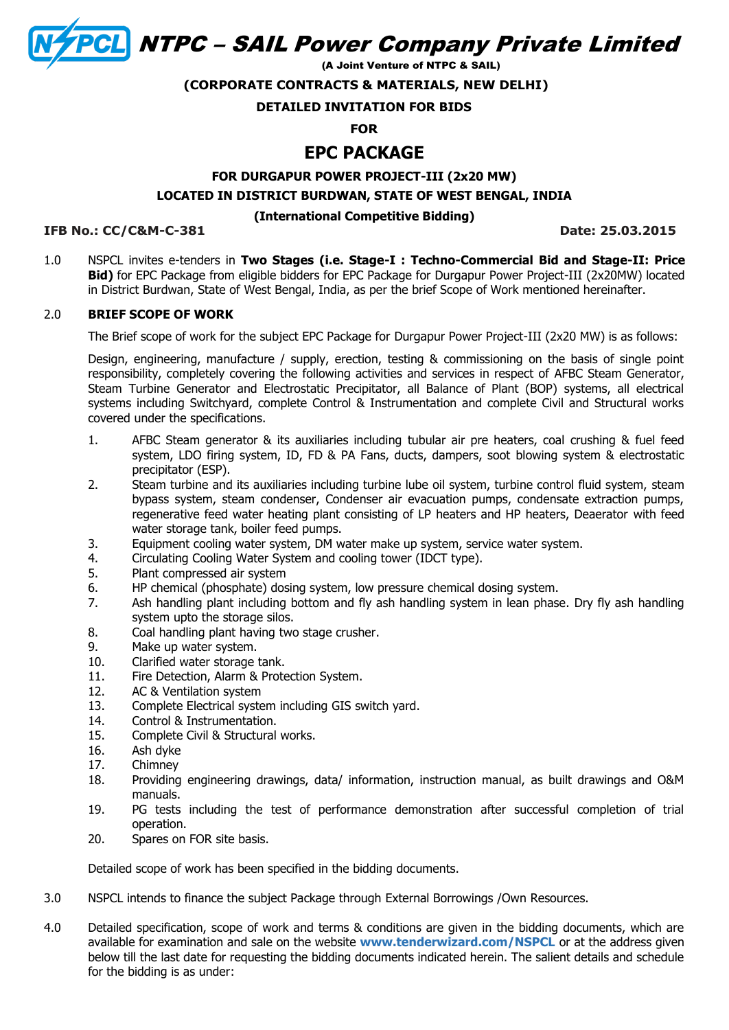# NTPC – SAIL Power Company Private Limited

**(A Joint Venture of NTPC & SAIL)**

**(CORPORATE CONTRACTS & MATERIALS, NEW DELHI)**

**DETAILED INVITATION FOR BIDS**

**FOR**

## EPC PACKAGE

**FOR DURGAPUR POWER PROJECT-III (2x20 MW)**

**LOCATED IN DISTRICT BURDWAN, STATE OF WEST BENGAL, INDIA**

**(International Competitive Bidding)**

**IFB No.: CC/C&M-C-381** **Date: 25.03.2015**

1.0 NSPCL invites e-tenders in **Two Stages (i.e. Stage-I : Techno-Commercial Bid and Stage-II: Price Bid)** for EPC Package from eligible bidders for EPC Package for Durgapur Power Project-III (2x20MW) located in District Burdwan, State of West Bengal, India, as per the brief Scope of Work mentioned hereinafter.

2.0 **BRIEF SCOPE OF WORK**

The Brief scope of work for the subject EPC Package for Durgapur Power Project-III (2x20 MW) is as follows:

Design, engineering, manufacture / supply, erection, testing & commissioning on the basis of single point responsibility, completely covering the following activities and services in respect of AFBC Steam Generator, Steam Turbine Generator and Electrostatic Precipitator, all Balance of Plant (BOP) systems, all electrical systems including Switchyard, complete Control & Instrumentation and complete Civil and Structural works covered under the specifications.

1. AFBC Steam generator & its auxiliaries including tubular air pre heaters, coal crushing & fuel feed system, LDO firing system, ID, FD & PA Fans, ducts, dampers, soot blowing system & electrostatic precipitator (ESP).
2. Steam turbine and its auxiliaries including turbine lube oil system, turbine control fluid system, steam bypass system, steam condenser, Condenser air evacuation pumps, condensate extraction pumps, regenerative feed water heating plant consisting of LP heaters and HP heaters, Deaerator with feed water storage tank, boiler feed pumps.
3. Equipment cooling water system, DM water make up system, service water system.
4. Circulating Cooling Water System and cooling tower (IDCT type).
5. Plant compressed air system
6. HP chemical (phosphate) dosing system, low pressure chemical dosing system.
7. Ash handling plant including bottom and fly ash handling system in lean phase. Dry fly ash handling system upto the storage silos.
8. Coal handling plant having two stage crusher.
9. Make up water system.
10. Clarified water storage tank.
11. Fire Detection, Alarm & Protection System.
12. AC & Ventilation system
13. Complete Electrical system including GIS switch yard.
14. Control & Instrumentation.
15. Complete Civil & Structural works.
16. Ash dyke
17. Chimney
18. Providing engineering drawings, data/ information, instruction manual, as built drawings and O&M manuals.
19. PG tests including the test of performance demonstration after successful completion of trial operation.
20. Spares on FOR site basis.

Detailed scope of work has been specified in the bidding documents.

3.0 NSPCL intends to finance the subject Package through External Borrowings /Own Resources.

4.0 Detailed specification, scope of work and terms & conditions are given in the bidding documents, which are available for examination and sale on the website **www.tenderwizard.com/NSPCL** or at the address given below till the last date for requesting the bidding documents indicated herein. The salient details and schedule for the bidding is as under: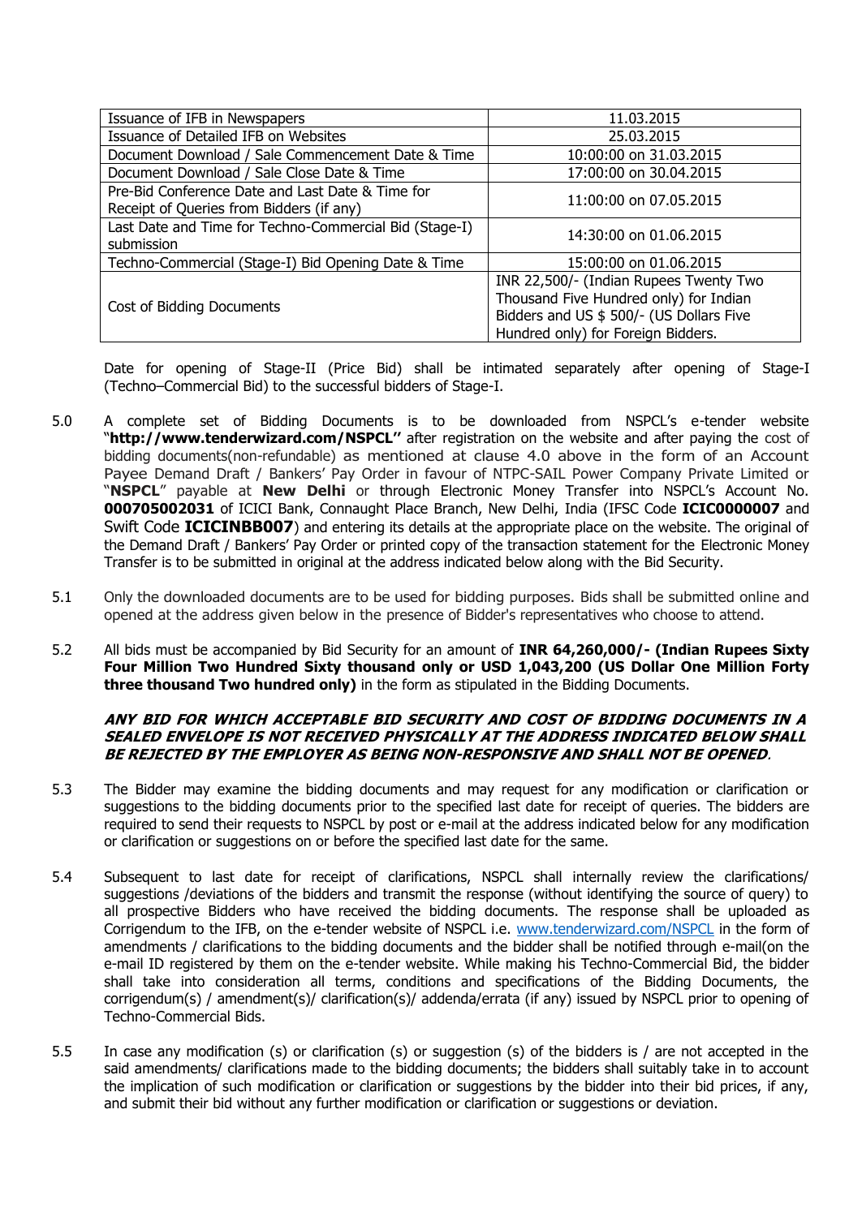| | |
|---|---|
| Issuance of IFB in Newspapers | 11.03.2015 |
| Issuance of Detailed IFB on Websites | 25.03.2015 |
| Document Download / Sale Commencement Date & Time | 10:00:00 on 31.03.2015 |
| Document Download / Sale Close Date & Time | 17:00:00 on 30.04.2015 |
| Pre-Bid Conference Date and Last Date & Time for Receipt of Queries from Bidders (if any) | 11:00:00 on 07.05.2015 |
| Last Date and Time for Techno-Commercial Bid (Stage-I) submission | 14:30:00 on 01.06.2015 |
| Techno-Commercial (Stage-I) Bid Opening Date & Time | 15:00:00 on 01.06.2015 |
| Cost of Bidding Documents | INR 22,500/- (Indian Rupees Twenty Two Thousand Five Hundred only) for Indian Bidders and US $ 500/- (US Dollars Five Hundred only) for Foreign Bidders. |

Date for opening of Stage-II (Price Bid) shall be intimated separately after opening of Stage-I (Techno–Commercial Bid) to the successful bidders of Stage-I.

5.0 A complete set of Bidding Documents is to be downloaded from NSPCL's e-tender website **"http://www.tenderwizard.com/NSPCL"** after registration on the website and after paying the cost of bidding documents(non-refundable) as mentioned at clause 4.0 above in the form of an Account Payee Demand Draft / Bankers' Pay Order in favour of NTPC-SAIL Power Company Private Limited or "**NSPCL**" payable at **New Delhi** or through Electronic Money Transfer into NSPCL's Account No. **000705002031** of ICICI Bank, Connaught Place Branch, New Delhi, India (IFSC Code **ICIC0000007** and Swift Code **ICICINBB007**) and entering its details at the appropriate place on the website. The original of the Demand Draft / Bankers' Pay Order or printed copy of the transaction statement for the Electronic Money Transfer is to be submitted in original at the address indicated below along with the Bid Security.

5.1 Only the downloaded documents are to be used for bidding purposes. Bids shall be submitted online and opened at the address given below in the presence of Bidder's representatives who choose to attend.

5.2 All bids must be accompanied by Bid Security for an amount of **INR 64,260,000/- (Indian Rupees Sixty Four Million Two Hundred Sixty thousand only or USD 1,043,200 (US Dollar One Million Forty three thousand Two hundred only)** in the form as stipulated in the Bidding Documents.

***ANY BID FOR WHICH ACCEPTABLE BID SECURITY AND COST OF BIDDING DOCUMENTS IN A SEALED ENVELOPE IS NOT RECEIVED PHYSICALLY AT THE ADDRESS INDICATED BELOW SHALL BE REJECTED BY THE EMPLOYER AS BEING NON-RESPONSIVE AND SHALL NOT BE OPENED.***

5.3 The Bidder may examine the bidding documents and may request for any modification or clarification or suggestions to the bidding documents prior to the specified last date for receipt of queries. The bidders are required to send their requests to NSPCL by post or e-mail at the address indicated below for any modification or clarification or suggestions on or before the specified last date for the same.

5.4 Subsequent to last date for receipt of clarifications, NSPCL shall internally review the clarifications/ suggestions /deviations of the bidders and transmit the response (without identifying the source of query) to all prospective Bidders who have received the bidding documents. The response shall be uploaded as Corrigendum to the IFB, on the e-tender website of NSPCL i.e. www.tenderwizard.com/NSPCL in the form of amendments / clarifications to the bidding documents and the bidder shall be notified through e-mail(on the e-mail ID registered by them on the e-tender website. While making his Techno-Commercial Bid, the bidder shall take into consideration all terms, conditions and specifications of the Bidding Documents, the corrigendum(s) / amendment(s)/ clarification(s)/ addenda/errata (if any) issued by NSPCL prior to opening of Techno-Commercial Bids.

5.5 In case any modification (s) or clarification (s) or suggestion (s) of the bidders is / are not accepted in the said amendments/ clarifications made to the bidding documents; the bidders shall suitably take in to account the implication of such modification or clarification or suggestions by the bidder into their bid prices, if any, and submit their bid without any further modification or clarification or suggestions or deviation.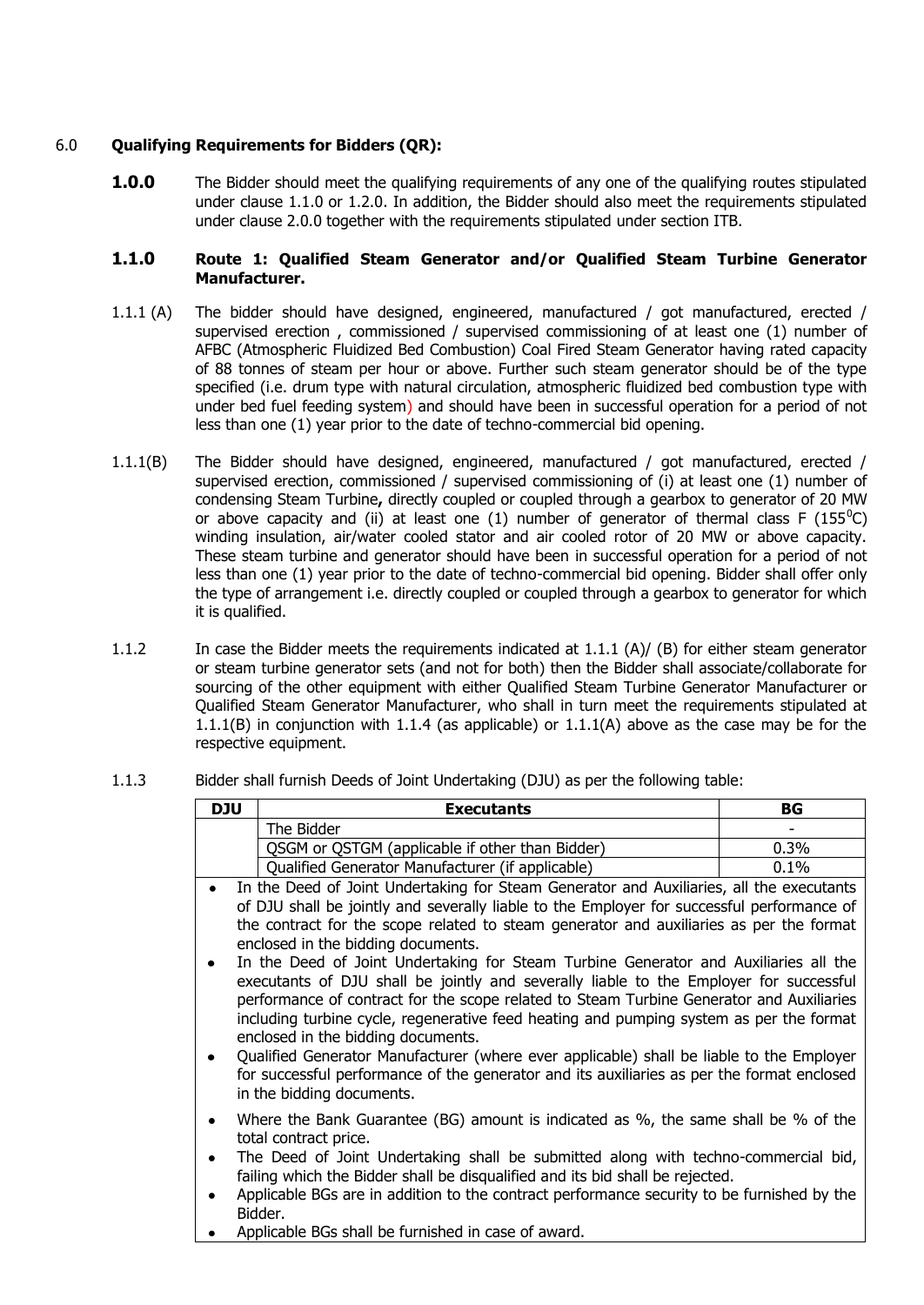## 6.0 Qualifying Requirements for Bidders (QR):

**1.0.0** The Bidder should meet the qualifying requirements of any one of the qualifying routes stipulated under clause 1.1.0 or 1.2.0. In addition, the Bidder should also meet the requirements stipulated under clause 2.0.0 together with the requirements stipulated under section ITB.

### 1.1.0 Route 1: Qualified Steam Generator and/or Qualified Steam Turbine Generator Manufacturer.

1.1.1 (A) The bidder should have designed, engineered, manufactured / got manufactured, erected / supervised erection , commissioned / supervised commissioning of at least one (1) number of AFBC (Atmospheric Fluidized Bed Combustion) Coal Fired Steam Generator having rated capacity of 88 tonnes of steam per hour or above. Further such steam generator should be of the type specified (i.e. drum type with natural circulation, atmospheric fluidized bed combustion type with under bed fuel feeding system) and should have been in successful operation for a period of not less than one (1) year prior to the date of techno-commercial bid opening.

1.1.1(B) The Bidder should have designed, engineered, manufactured / got manufactured, erected / supervised erection, commissioned / supervised commissioning of (i) at least one (1) number of condensing Steam Turbine**,** directly coupled or coupled through a gearbox to generator of 20 MW or above capacity and (ii) at least one (1) number of generator of thermal class F (155$^0$C) winding insulation, air/water cooled stator and air cooled rotor of 20 MW or above capacity. These steam turbine and generator should have been in successful operation for a period of not less than one (1) year prior to the date of techno-commercial bid opening. Bidder shall offer only the type of arrangement i.e. directly coupled or coupled through a gearbox to generator for which it is qualified.

1.1.2 In case the Bidder meets the requirements indicated at 1.1.1 (A)/ (B) for either steam generator or steam turbine generator sets (and not for both) then the Bidder shall associate/collaborate for sourcing of the other equipment with either Qualified Steam Turbine Generator Manufacturer or Qualified Steam Generator Manufacturer, who shall in turn meet the requirements stipulated at 1.1.1(B) in conjunction with 1.1.4 (as applicable) or 1.1.1(A) above as the case may be for the respective equipment.

1.1.3 Bidder shall furnish Deeds of Joint Undertaking (DJU) as per the following table:

| DJU | Executants | BG |
|---|---|---|
| | The Bidder | - |
| | QSGM or QSTGM (applicable if other than Bidder) | 0.3% |
| | Qualified Generator Manufacturer (if applicable) | 0.1% |

- In the Deed of Joint Undertaking for Steam Generator and Auxiliaries, all the executants of DJU shall be jointly and severally liable to the Employer for successful performance of the contract for the scope related to steam generator and auxiliaries as per the format enclosed in the bidding documents.
- In the Deed of Joint Undertaking for Steam Turbine Generator and Auxiliaries all the executants of DJU shall be jointly and severally liable to the Employer for successful performance of contract for the scope related to Steam Turbine Generator and Auxiliaries including turbine cycle, regenerative feed heating and pumping system as per the format enclosed in the bidding documents.
- Qualified Generator Manufacturer (where ever applicable) shall be liable to the Employer for successful performance of the generator and its auxiliaries as per the format enclosed in the bidding documents.
- Where the Bank Guarantee (BG) amount is indicated as %, the same shall be % of the total contract price.
- The Deed of Joint Undertaking shall be submitted along with techno-commercial bid, failing which the Bidder shall be disqualified and its bid shall be rejected.
- Applicable BGs are in addition to the contract performance security to be furnished by the Bidder.
- Applicable BGs shall be furnished in case of award.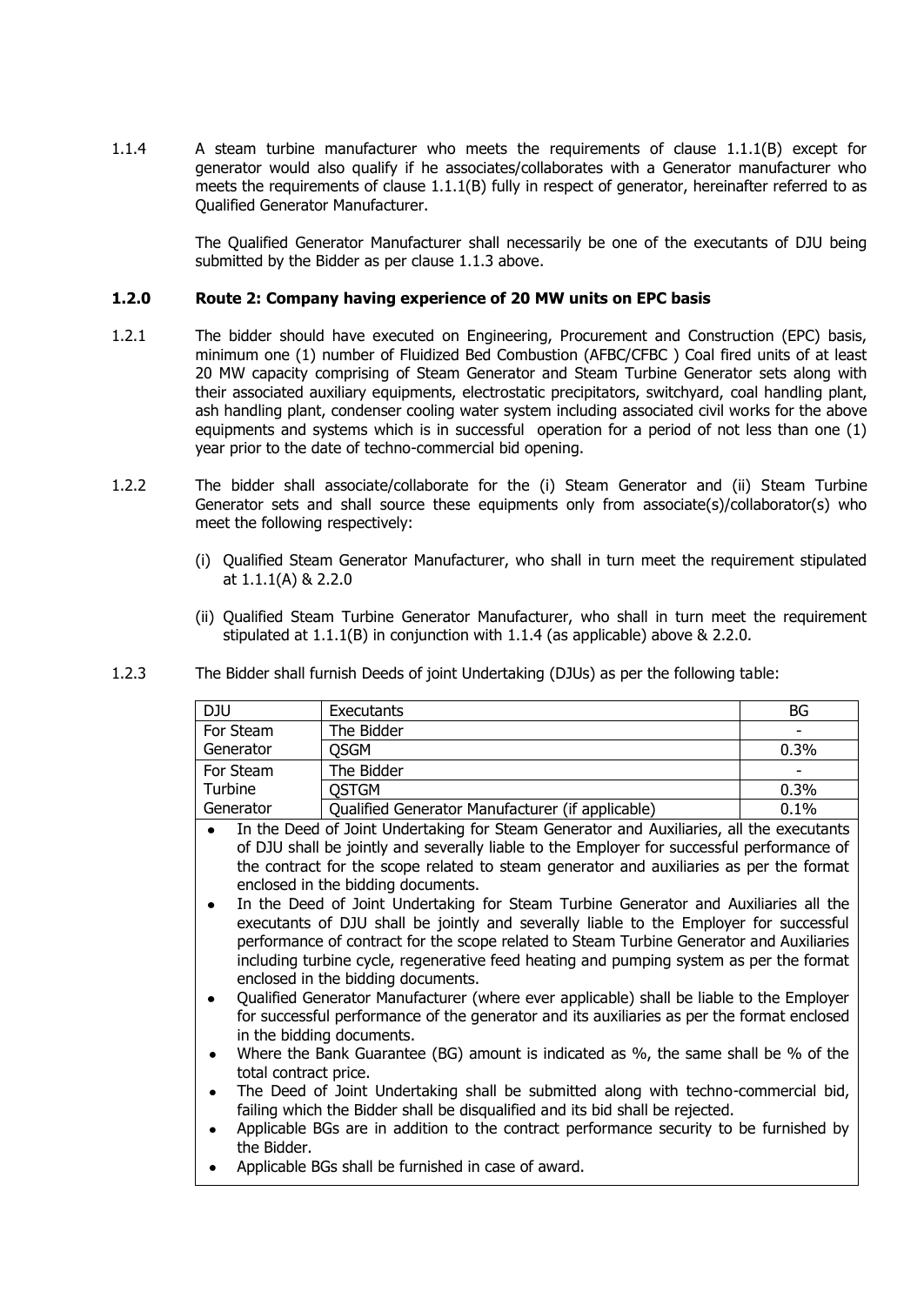1.1.4 A steam turbine manufacturer who meets the requirements of clause 1.1.1(B) except for generator would also qualify if he associates/collaborates with a Generator manufacturer who meets the requirements of clause 1.1.1(B) fully in respect of generator, hereinafter referred to as Qualified Generator Manufacturer.

The Qualified Generator Manufacturer shall necessarily be one of the executants of DJU being submitted by the Bidder as per clause 1.1.3 above.

**1.2.0 Route 2: Company having experience of 20 MW units on EPC basis**

1.2.1 The bidder should have executed on Engineering, Procurement and Construction (EPC) basis, minimum one (1) number of Fluidized Bed Combustion (AFBC/CFBC ) Coal fired units of at least 20 MW capacity comprising of Steam Generator and Steam Turbine Generator sets along with their associated auxiliary equipments, electrostatic precipitators, switchyard, coal handling plant, ash handling plant, condenser cooling water system including associated civil works for the above equipments and systems which is in successful operation for a period of not less than one (1) year prior to the date of techno-commercial bid opening.

1.2.2 The bidder shall associate/collaborate for the (i) Steam Generator and (ii) Steam Turbine Generator sets and shall source these equipments only from associate(s)/collaborator(s) who meet the following respectively:

(i) Qualified Steam Generator Manufacturer, who shall in turn meet the requirement stipulated at 1.1.1(A) & 2.2.0

(ii) Qualified Steam Turbine Generator Manufacturer, who shall in turn meet the requirement stipulated at 1.1.1(B) in conjunction with 1.1.4 (as applicable) above & 2.2.0.

1.2.3 The Bidder shall furnish Deeds of joint Undertaking (DJUs) as per the following table:

| DJU | Executants | BG |
|---|---|---|
| For Steam Generator | The Bidder | - |
| | QSGM | 0.3% |
| For Steam Turbine Generator | The Bidder | - |
| | QSTGM | 0.3% |
| | Qualified Generator Manufacturer (if applicable) | 0.1% |

- In the Deed of Joint Undertaking for Steam Generator and Auxiliaries, all the executants of DJU shall be jointly and severally liable to the Employer for successful performance of the contract for the scope related to steam generator and auxiliaries as per the format enclosed in the bidding documents.
- In the Deed of Joint Undertaking for Steam Turbine Generator and Auxiliaries all the executants of DJU shall be jointly and severally liable to the Employer for successful performance of contract for the scope related to Steam Turbine Generator and Auxiliaries including turbine cycle, regenerative feed heating and pumping system as per the format enclosed in the bidding documents.
- Qualified Generator Manufacturer (where ever applicable) shall be liable to the Employer for successful performance of the generator and its auxiliaries as per the format enclosed in the bidding documents.
- Where the Bank Guarantee (BG) amount is indicated as %, the same shall be % of the total contract price.
- The Deed of Joint Undertaking shall be submitted along with techno-commercial bid, failing which the Bidder shall be disqualified and its bid shall be rejected.
- Applicable BGs are in addition to the contract performance security to be furnished by the Bidder.
- Applicable BGs shall be furnished in case of award.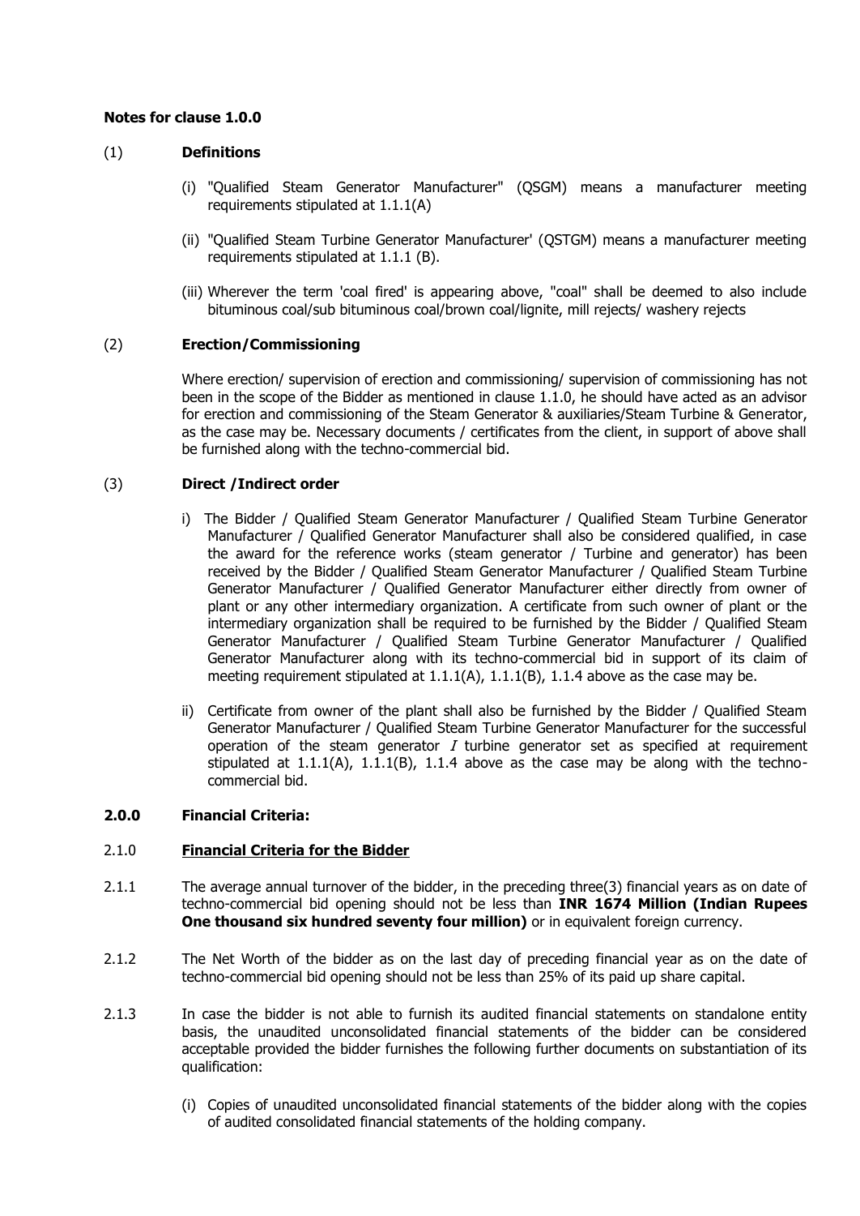**Notes for clause 1.0.0**

(1) **Definitions**

(i) "Qualified Steam Generator Manufacturer" (QSGM) means a manufacturer meeting requirements stipulated at 1.1.1(A)

(ii) "Qualified Steam Turbine Generator Manufacturer' (QSTGM) means a manufacturer meeting requirements stipulated at 1.1.1 (B).

(iii) Wherever the term 'coal fired' is appearing above, "coal" shall be deemed to also include bituminous coal/sub bituminous coal/brown coal/lignite, mill rejects/ washery rejects

(2) **Erection/Commissioning**

Where erection/ supervision of erection and commissioning/ supervision of commissioning has not been in the scope of the Bidder as mentioned in clause 1.1.0, he should have acted as an advisor for erection and commissioning of the Steam Generator & auxiliaries/Steam Turbine & Generator, as the case may be. Necessary documents / certificates from the client, in support of above shall be furnished along with the techno-commercial bid.

(3) **Direct /Indirect order**

i) The Bidder / Qualified Steam Generator Manufacturer / Qualified Steam Turbine Generator Manufacturer / Qualified Generator Manufacturer shall also be considered qualified, in case the award for the reference works (steam generator / Turbine and generator) has been received by the Bidder / Qualified Steam Generator Manufacturer / Qualified Steam Turbine Generator Manufacturer / Qualified Generator Manufacturer either directly from owner of plant or any other intermediary organization. A certificate from such owner of plant or the intermediary organization shall be required to be furnished by the Bidder / Qualified Steam Generator Manufacturer / Qualified Steam Turbine Generator Manufacturer / Qualified Generator Manufacturer along with its techno-commercial bid in support of its claim of meeting requirement stipulated at 1.1.1(A), 1.1.1(B), 1.1.4 above as the case may be.

ii) Certificate from owner of the plant shall also be furnished by the Bidder / Qualified Steam Generator Manufacturer / Qualified Steam Turbine Generator Manufacturer for the successful operation of the steam generator *I* turbine generator set as specified at requirement stipulated at 1.1.1(A), 1.1.1(B), 1.1.4 above as the case may be along with the techno-commercial bid.

**2.0.0 Financial Criteria:**

2.1.0 **Financial Criteria for the Bidder**

2.1.1 The average annual turnover of the bidder, in the preceding three(3) financial years as on date of techno-commercial bid opening should not be less than **INR 1674 Million (Indian Rupees One thousand six hundred seventy four million)** or in equivalent foreign currency.

2.1.2 The Net Worth of the bidder as on the last day of preceding financial year as on the date of techno-commercial bid opening should not be less than 25% of its paid up share capital.

2.1.3 In case the bidder is not able to furnish its audited financial statements on standalone entity basis, the unaudited unconsolidated financial statements of the bidder can be considered acceptable provided the bidder furnishes the following further documents on substantiation of its qualification:

(i) Copies of unaudited unconsolidated financial statements of the bidder along with the copies of audited consolidated financial statements of the holding company.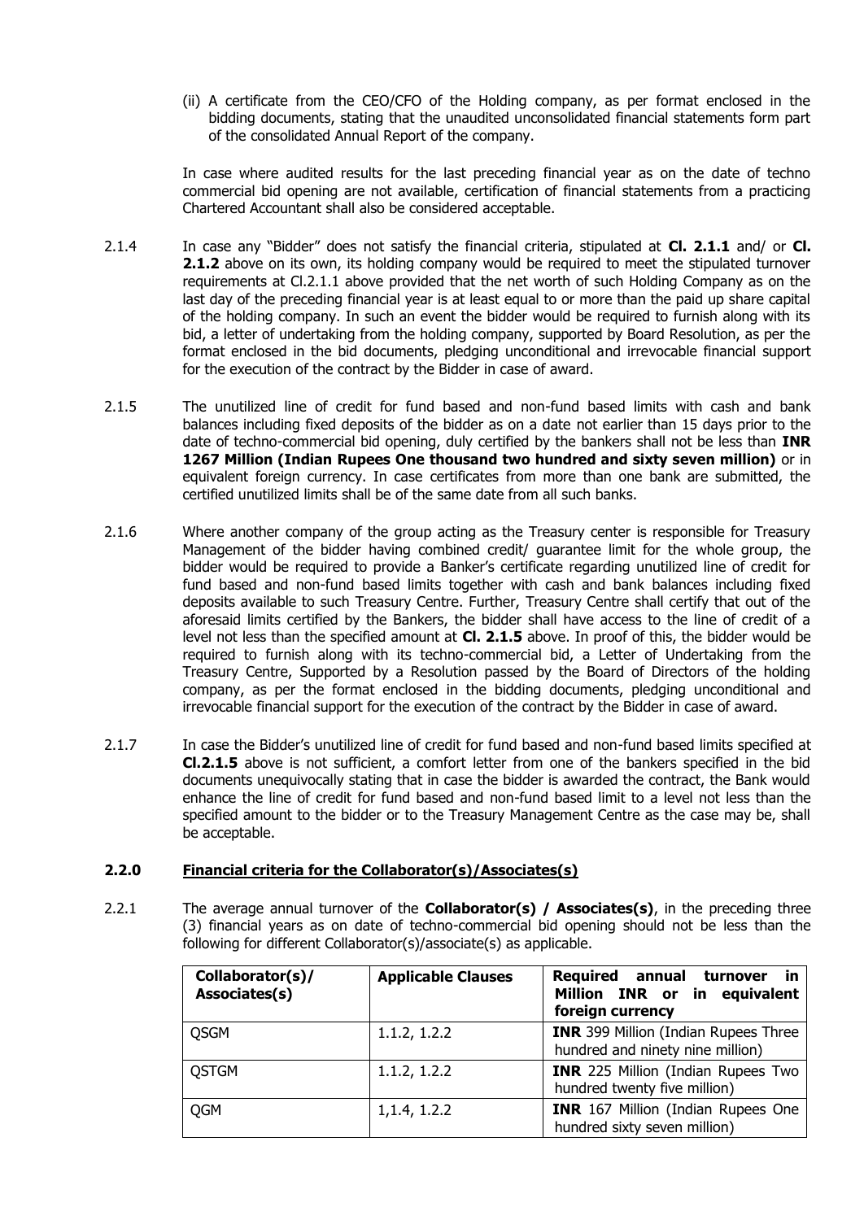(ii) A certificate from the CEO/CFO of the Holding company, as per format enclosed in the bidding documents, stating that the unaudited unconsolidated financial statements form part of the consolidated Annual Report of the company.

In case where audited results for the last preceding financial year as on the date of techno commercial bid opening are not available, certification of financial statements from a practicing Chartered Accountant shall also be considered acceptable.

2.1.4 In case any "Bidder" does not satisfy the financial criteria, stipulated at **Cl. 2.1.1** and/ or **Cl. 2.1.2** above on its own, its holding company would be required to meet the stipulated turnover requirements at Cl.2.1.1 above provided that the net worth of such Holding Company as on the last day of the preceding financial year is at least equal to or more than the paid up share capital of the holding company. In such an event the bidder would be required to furnish along with its bid, a letter of undertaking from the holding company, supported by Board Resolution, as per the format enclosed in the bid documents, pledging unconditional and irrevocable financial support for the execution of the contract by the Bidder in case of award.

2.1.5 The unutilized line of credit for fund based and non-fund based limits with cash and bank balances including fixed deposits of the bidder as on a date not earlier than 15 days prior to the date of techno-commercial bid opening, duly certified by the bankers shall not be less than **INR 1267 Million (Indian Rupees One thousand two hundred and sixty seven million)** or in equivalent foreign currency. In case certificates from more than one bank are submitted, the certified unutilized limits shall be of the same date from all such banks.

2.1.6 Where another company of the group acting as the Treasury center is responsible for Treasury Management of the bidder having combined credit/ guarantee limit for the whole group, the bidder would be required to provide a Banker's certificate regarding unutilized line of credit for fund based and non-fund based limits together with cash and bank balances including fixed deposits available to such Treasury Centre. Further, Treasury Centre shall certify that out of the aforesaid limits certified by the Bankers, the bidder shall have access to the line of credit of a level not less than the specified amount at **Cl. 2.1.5** above. In proof of this, the bidder would be required to furnish along with its techno-commercial bid, a Letter of Undertaking from the Treasury Centre, Supported by a Resolution passed by the Board of Directors of the holding company, as per the format enclosed in the bidding documents, pledging unconditional and irrevocable financial support for the execution of the contract by the Bidder in case of award.

2.1.7 In case the Bidder's unutilized line of credit for fund based and non-fund based limits specified at **Cl.2.1.5** above is not sufficient, a comfort letter from one of the bankers specified in the bid documents unequivocally stating that in case the bidder is awarded the contract, the Bank would enhance the line of credit for fund based and non-fund based limit to a level not less than the specified amount to the bidder or to the Treasury Management Centre as the case may be, shall be acceptable.

## 2.2.0 Financial criteria for the Collaborator(s)/Associates(s)

2.2.1 The average annual turnover of the **Collaborator(s) / Associates(s)**, in the preceding three (3) financial years as on date of techno-commercial bid opening should not be less than the following for different Collaborator(s)/associate(s) as applicable.

| Collaborator(s)/ Associates(s) | Applicable Clauses | Required annual turnover in Million INR or in equivalent foreign currency |
|---|---|---|
| QSGM | 1.1.2, 1.2.2 | **INR** 399 Million (Indian Rupees Three hundred and ninety nine million) |
| QSTGM | 1.1.2, 1.2.2 | **INR** 225 Million (Indian Rupees Two hundred twenty five million) |
| QGM | 1,1.4, 1.2.2 | **INR** 167 Million (Indian Rupees One hundred sixty seven million) |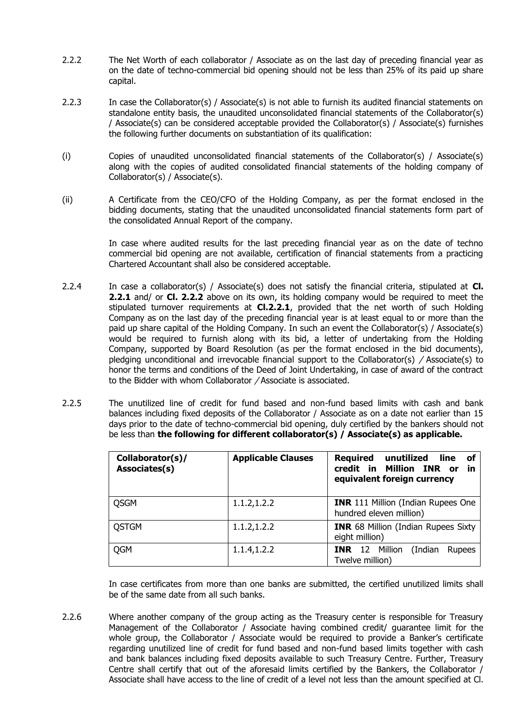2.2.2 The Net Worth of each collaborator / Associate as on the last day of preceding financial year as on the date of techno-commercial bid opening should not be less than 25% of its paid up share capital.

2.2.3 In case the Collaborator(s) / Associate(s) is not able to furnish its audited financial statements on standalone entity basis, the unaudited unconsolidated financial statements of the Collaborator(s) / Associate(s) can be considered acceptable provided the Collaborator(s) / Associate(s) furnishes the following further documents on substantiation of its qualification:

(i) Copies of unaudited unconsolidated financial statements of the Collaborator(s) / Associate(s) along with the copies of audited consolidated financial statements of the holding company of Collaborator(s) / Associate(s).

(ii) A Certificate from the CEO/CFO of the Holding Company, as per the format enclosed in the bidding documents, stating that the unaudited unconsolidated financial statements form part of the consolidated Annual Report of the company.

In case where audited results for the last preceding financial year as on the date of techno commercial bid opening are not available, certification of financial statements from a practicing Chartered Accountant shall also be considered acceptable.

2.2.4 In case a collaborator(s) / Associate(s) does not satisfy the financial criteria, stipulated at **Cl. 2.2.1** and/ or **Cl. 2.2.2** above on its own, its holding company would be required to meet the stipulated turnover requirements at **Cl.2.2.1**, provided that the net worth of such Holding Company as on the last day of the preceding financial year is at least equal to or more than the paid up share capital of the Holding Company. In such an event the Collaborator(s) / Associate(s) would be required to furnish along with its bid, a letter of undertaking from the Holding Company, supported by Board Resolution (as per the format enclosed in the bid documents), pledging unconditional and irrevocable financial support to the Collaborator(s) / Associate(s) to honor the terms and conditions of the Deed of Joint Undertaking, in case of award of the contract to the Bidder with whom Collaborator / Associate is associated.

2.2.5 The unutilized line of credit for fund based and non-fund based limits with cash and bank balances including fixed deposits of the Collaborator / Associate as on a date not earlier than 15 days prior to the date of techno-commercial bid opening, duly certified by the bankers should not be less than **the following for different collaborator(s) / Associate(s) as applicable.**

| Collaborator(s)/ Associates(s) | Applicable Clauses | Required unutilized line of credit in Million INR or in equivalent foreign currency |
|---|---|---|
| QSGM | 1.1.2,1.2.2 | **INR** 111 Million (Indian Rupees One hundred eleven million) |
| QSTGM | 1.1.2,1.2.2 | **INR** 68 Million (Indian Rupees Sixty eight million) |
| QGM | 1.1.4,1.2.2 | **INR** 12 Million (Indian Rupees Twelve million) |

In case certificates from more than one banks are submitted, the certified unutilized limits shall be of the same date from all such banks.

2.2.6 Where another company of the group acting as the Treasury center is responsible for Treasury Management of the Collaborator / Associate having combined credit/ guarantee limit for the whole group, the Collaborator / Associate would be required to provide a Banker's certificate regarding unutilized line of credit for fund based and non-fund based limits together with cash and bank balances including fixed deposits available to such Treasury Centre. Further, Treasury Centre shall certify that out of the aforesaid limits certified by the Bankers, the Collaborator / Associate shall have access to the line of credit of a level not less than the amount specified at Cl.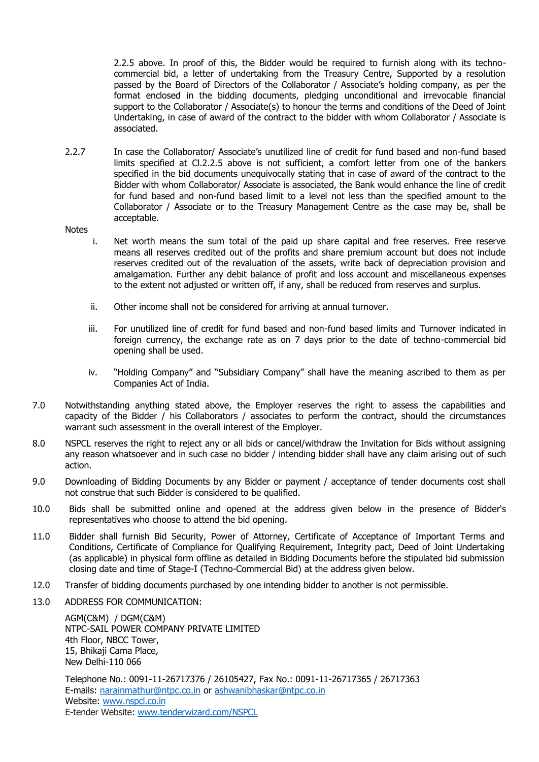2.2.5 above. In proof of this, the Bidder would be required to furnish along with its techno-commercial bid, a letter of undertaking from the Treasury Centre, Supported by a resolution passed by the Board of Directors of the Collaborator / Associate's holding company, as per the format enclosed in the bidding documents, pledging unconditional and irrevocable financial support to the Collaborator / Associate(s) to honour the terms and conditions of the Deed of Joint Undertaking, in case of award of the contract to the bidder with whom Collaborator / Associate is associated.

2.2.7 In case the Collaborator/ Associate's unutilized line of credit for fund based and non-fund based limits specified at Cl.2.2.5 above is not sufficient, a comfort letter from one of the bankers specified in the bid documents unequivocally stating that in case of award of the contract to the Bidder with whom Collaborator/ Associate is associated, the Bank would enhance the line of credit for fund based and non-fund based limit to a level not less than the specified amount to the Collaborator / Associate or to the Treasury Management Centre as the case may be, shall be acceptable.

Notes

i. Net worth means the sum total of the paid up share capital and free reserves. Free reserve means all reserves credited out of the profits and share premium account but does not include reserves credited out of the revaluation of the assets, write back of depreciation provision and amalgamation. Further any debit balance of profit and loss account and miscellaneous expenses to the extent not adjusted or written off, if any, shall be reduced from reserves and surplus.

ii. Other income shall not be considered for arriving at annual turnover.

iii. For unutilized line of credit for fund based and non-fund based limits and Turnover indicated in foreign currency, the exchange rate as on 7 days prior to the date of techno-commercial bid opening shall be used.

iv. "Holding Company" and "Subsidiary Company" shall have the meaning ascribed to them as per Companies Act of India.

7.0 Notwithstanding anything stated above, the Employer reserves the right to assess the capabilities and capacity of the Bidder / his Collaborators / associates to perform the contract, should the circumstances warrant such assessment in the overall interest of the Employer.

8.0 NSPCL reserves the right to reject any or all bids or cancel/withdraw the Invitation for Bids without assigning any reason whatsoever and in such case no bidder / intending bidder shall have any claim arising out of such action.

9.0 Downloading of Bidding Documents by any Bidder or payment / acceptance of tender documents cost shall not construe that such Bidder is considered to be qualified.

10.0 Bids shall be submitted online and opened at the address given below in the presence of Bidder's representatives who choose to attend the bid opening.

11.0 Bidder shall furnish Bid Security, Power of Attorney, Certificate of Acceptance of Important Terms and Conditions, Certificate of Compliance for Qualifying Requirement, Integrity pact, Deed of Joint Undertaking (as applicable) in physical form offline as detailed in Bidding Documents before the stipulated bid submission closing date and time of Stage-I (Techno-Commercial Bid) at the address given below.

12.0 Transfer of bidding documents purchased by one intending bidder to another is not permissible.

13.0 ADDRESS FOR COMMUNICATION:

AGM(C&M) / DGM(C&M)
NTPC-SAIL POWER COMPANY PRIVATE LIMITED
4th Floor, NBCC Tower,
15, Bhikaji Cama Place,
New Delhi-110 066

Telephone No.: 0091-11-26717376 / 26105427, Fax No.: 0091-11-26717365 / 26717363
E-mails: narainmathur@ntpc.co.in or ashwanibhaskar@ntpc.co.in
Website: www.nspcl.co.in
E-tender Website: www.tenderwizard.com/NSPCL